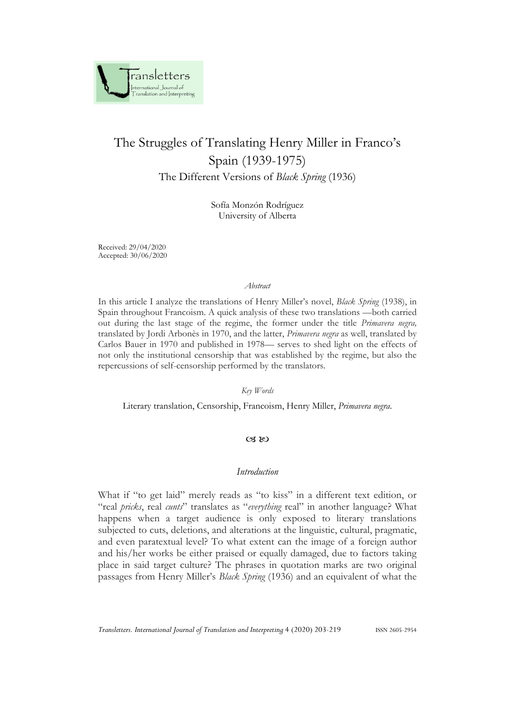# The Struggles of Translating Henry Miller in Franco's Spain (1939-1975)

## The Different Versions of *Black Spring* (1936)

Sofía Monzón Rodríguez
University of Alberta

Received: 29/04/2020
Accepted: 30/06/2020

*Abstract*

In this article I analyze the translations of Henry Miller's novel, *Black Spring* (1938), in Spain throughout Francoism. A quick analysis of these two translations —both carried out during the last stage of the regime, the former under the title *Primavera negra,* translated by Jordi Arbonès in 1970, and the latter, *Primavera negra* as well, translated by Carlos Bauer in 1970 and published in 1978— serves to shed light on the effects of not only the institutional censorship that was established by the regime, but also the repercussions of self-censorship performed by the translators.

*Key Words*

Literary translation, Censorship, Francoism, Henry Miller, *Primavera negra*.

### *Introduction*

What if "to get laid" merely reads as "to kiss" in a different text edition, or "real *pricks*, real *cunts*" translates as "*everything* real" in another language? What happens when a target audience is only exposed to literary translations subjected to cuts, deletions, and alterations at the linguistic, cultural, pragmatic, and even paratextual level? To what extent can the image of a foreign author and his/her works be either praised or equally damaged, due to factors taking place in said target culture? The phrases in quotation marks are two original passages from Henry Miller's *Black Spring* (1936) and an equivalent of what the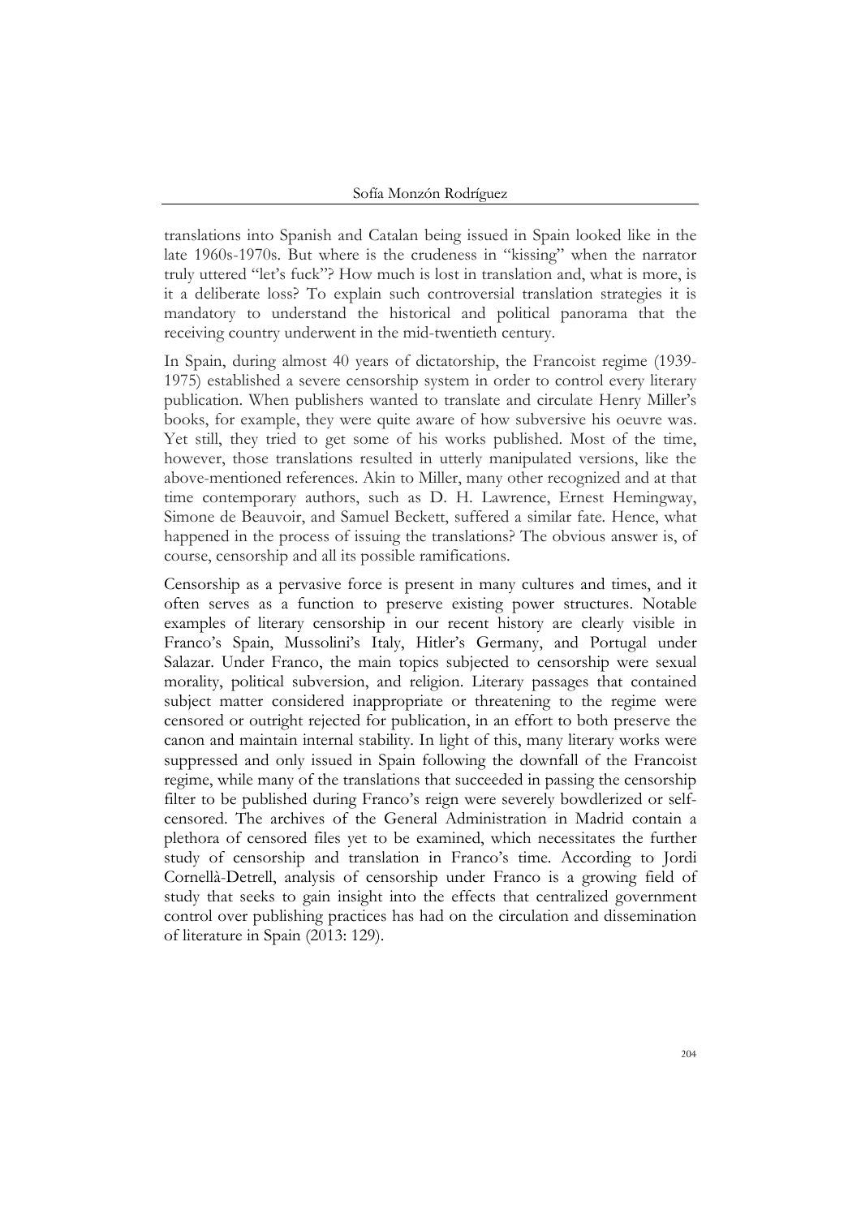translations into Spanish and Catalan being issued in Spain looked like in the late 1960s-1970s. But where is the crudeness in "kissing" when the narrator truly uttered "let's fuck"? How much is lost in translation and, what is more, is it a deliberate loss? To explain such controversial translation strategies it is mandatory to understand the historical and political panorama that the receiving country underwent in the mid-twentieth century.

In Spain, during almost 40 years of dictatorship, the Francoist regime (1939-1975) established a severe censorship system in order to control every literary publication. When publishers wanted to translate and circulate Henry Miller's books, for example, they were quite aware of how subversive his oeuvre was. Yet still, they tried to get some of his works published. Most of the time, however, those translations resulted in utterly manipulated versions, like the above-mentioned references. Akin to Miller, many other recognized and at that time contemporary authors, such as D. H. Lawrence, Ernest Hemingway, Simone de Beauvoir, and Samuel Beckett, suffered a similar fate. Hence, what happened in the process of issuing the translations? The obvious answer is, of course, censorship and all its possible ramifications.

Censorship as a pervasive force is present in many cultures and times, and it often serves as a function to preserve existing power structures. Notable examples of literary censorship in our recent history are clearly visible in Franco's Spain, Mussolini's Italy, Hitler's Germany, and Portugal under Salazar. Under Franco, the main topics subjected to censorship were sexual morality, political subversion, and religion. Literary passages that contained subject matter considered inappropriate or threatening to the regime were censored or outright rejected for publication, in an effort to both preserve the canon and maintain internal stability. In light of this, many literary works were suppressed and only issued in Spain following the downfall of the Francoist regime, while many of the translations that succeeded in passing the censorship filter to be published during Franco's reign were severely bowdlerized or self-censored. The archives of the General Administration in Madrid contain a plethora of censored files yet to be examined, which necessitates the further study of censorship and translation in Franco's time. According to Jordi Cornellà-Detrell, analysis of censorship under Franco is a growing field of study that seeks to gain insight into the effects that centralized government control over publishing practices has had on the circulation and dissemination of literature in Spain (2013: 129).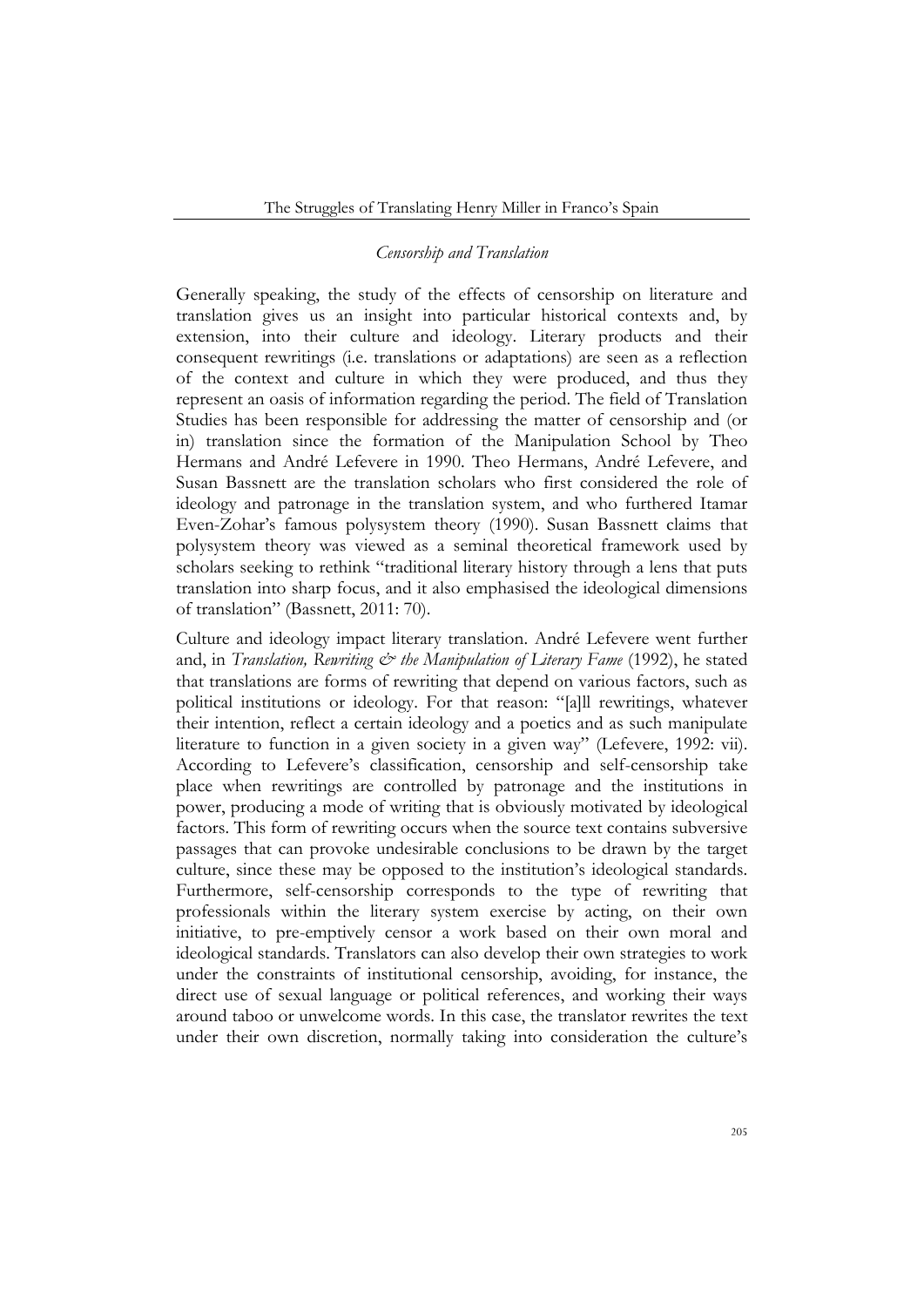## *Censorship and Translation*

Generally speaking, the study of the effects of censorship on literature and translation gives us an insight into particular historical contexts and, by extension, into their culture and ideology. Literary products and their consequent rewritings (i.e. translations or adaptations) are seen as a reflection of the context and culture in which they were produced, and thus they represent an oasis of information regarding the period. The field of Translation Studies has been responsible for addressing the matter of censorship and (or in) translation since the formation of the Manipulation School by Theo Hermans and André Lefevere in 1990. Theo Hermans, André Lefevere, and Susan Bassnett are the translation scholars who first considered the role of ideology and patronage in the translation system, and who furthered Itamar Even-Zohar's famous polysystem theory (1990). Susan Bassnett claims that polysystem theory was viewed as a seminal theoretical framework used by scholars seeking to rethink "traditional literary history through a lens that puts translation into sharp focus, and it also emphasised the ideological dimensions of translation" (Bassnett, 2011: 70).

Culture and ideology impact literary translation. André Lefevere went further and, in *Translation, Rewriting & the Manipulation of Literary Fame* (1992), he stated that translations are forms of rewriting that depend on various factors, such as political institutions or ideology. For that reason: "[a]ll rewritings, whatever their intention, reflect a certain ideology and a poetics and as such manipulate literature to function in a given society in a given way" (Lefevere, 1992: vii). According to Lefevere's classification, censorship and self-censorship take place when rewritings are controlled by patronage and the institutions in power, producing a mode of writing that is obviously motivated by ideological factors. This form of rewriting occurs when the source text contains subversive passages that can provoke undesirable conclusions to be drawn by the target culture, since these may be opposed to the institution's ideological standards. Furthermore, self-censorship corresponds to the type of rewriting that professionals within the literary system exercise by acting, on their own initiative, to pre-emptively censor a work based on their own moral and ideological standards. Translators can also develop their own strategies to work under the constraints of institutional censorship, avoiding, for instance, the direct use of sexual language or political references, and working their ways around taboo or unwelcome words. In this case, the translator rewrites the text under their own discretion, normally taking into consideration the culture's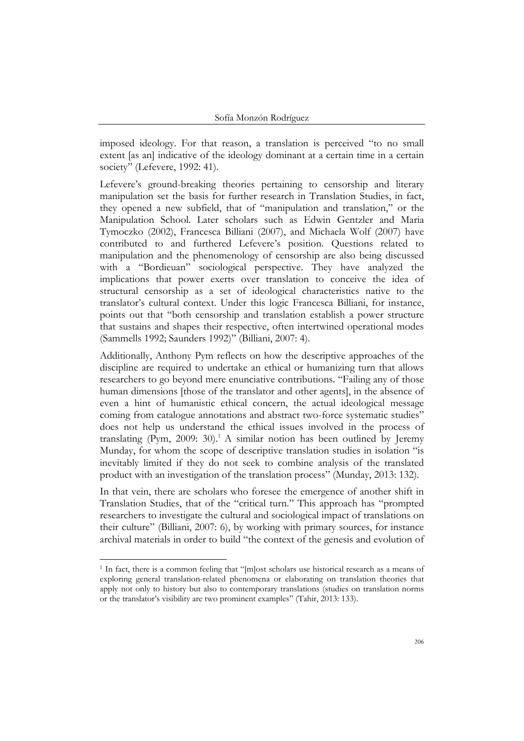imposed ideology. For that reason, a translation is perceived "to no small extent [as an] indicative of the ideology dominant at a certain time in a certain society" (Lefevere, 1992: 41).

Lefevere's ground-breaking theories pertaining to censorship and literary manipulation set the basis for further research in Translation Studies, in fact, they opened a new subfield, that of "manipulation and translation," or the Manipulation School. Later scholars such as Edwin Gentzler and Maria Tymoczko (2002), Francesca Billiani (2007), and Michaela Wolf (2007) have contributed to and furthered Lefevere's position. Questions related to manipulation and the phenomenology of censorship are also being discussed with a "Bordieuan" sociological perspective. They have analyzed the implications that power exerts over translation to conceive the idea of structural censorship as a set of ideological characteristics native to the translator's cultural context. Under this logic Francesca Billiani, for instance, points out that "both censorship and translation establish a power structure that sustains and shapes their respective, often intertwined operational modes (Sammells 1992; Saunders 1992)" (Billiani, 2007: 4).

Additionally, Anthony Pym reflects on how the descriptive approaches of the discipline are required to undertake an ethical or humanizing turn that allows researchers to go beyond mere enunciative contributions. "Failing any of those human dimensions [those of the translator and other agents], in the absence of even a hint of humanistic ethical concern, the actual ideological message coming from catalogue annotations and abstract two-force systematic studies" does not help us understand the ethical issues involved in the process of translating (Pym, 2009: 30).[1] A similar notion has been outlined by Jeremy Munday, for whom the scope of descriptive translation studies in isolation "is inevitably limited if they do not seek to combine analysis of the translated product with an investigation of the translation process" (Munday, 2013: 132).

In that vein, there are scholars who foresee the emergence of another shift in Translation Studies, that of the "critical turn." This approach has "prompted researchers to investigate the cultural and sociological impact of translations on their culture" (Billiani, 2007: 6), by working with primary sources, for instance archival materials in order to build "the context of the genesis and evolution of

---

[1] In fact, there is a common feeling that "[m]ost scholars use historical research as a means of exploring general translation-related phenomena or elaborating on translation theories that apply not only to history but also to contemporary translations (studies on translation norms or the translator's visibility are two prominent examples" (Tahir, 2013: 133).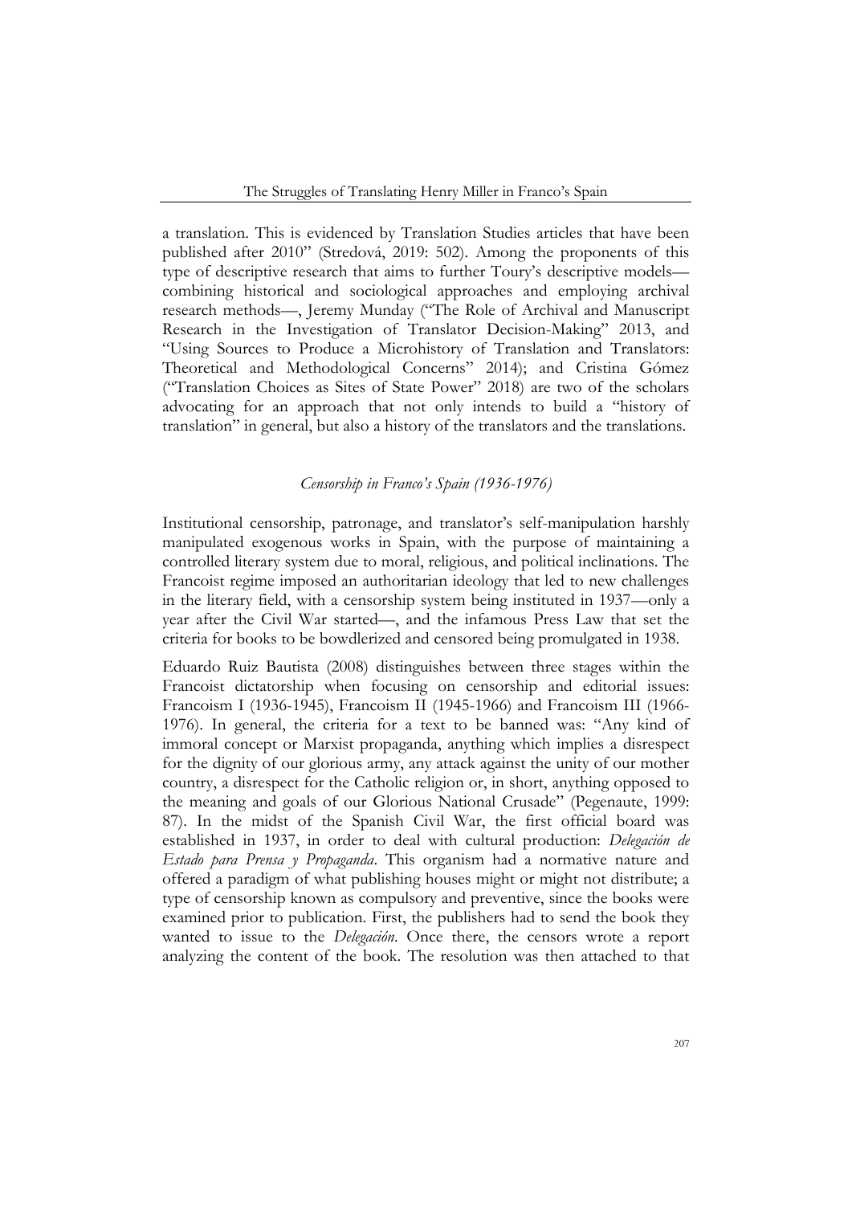a translation. This is evidenced by Translation Studies articles that have been published after 2010" (Stredová, 2019: 502). Among the proponents of this type of descriptive research that aims to further Toury's descriptive models—combining historical and sociological approaches and employing archival research methods—, Jeremy Munday ("The Role of Archival and Manuscript Research in the Investigation of Translator Decision-Making" 2013, and "Using Sources to Produce a Microhistory of Translation and Translators: Theoretical and Methodological Concerns" 2014); and Cristina Gómez ("Translation Choices as Sites of State Power" 2018) are two of the scholars advocating for an approach that not only intends to build a "history of translation" in general, but also a history of the translators and the translations.

### *Censorship in Franco's Spain (1936-1976)*

Institutional censorship, patronage, and translator's self-manipulation harshly manipulated exogenous works in Spain, with the purpose of maintaining a controlled literary system due to moral, religious, and political inclinations. The Francoist regime imposed an authoritarian ideology that led to new challenges in the literary field, with a censorship system being instituted in 1937—only a year after the Civil War started—, and the infamous Press Law that set the criteria for books to be bowdlerized and censored being promulgated in 1938.

Eduardo Ruiz Bautista (2008) distinguishes between three stages within the Francoist dictatorship when focusing on censorship and editorial issues: Francoism I (1936-1945), Francoism II (1945-1966) and Francoism III (1966-1976). In general, the criteria for a text to be banned was: "Any kind of immoral concept or Marxist propaganda, anything which implies a disrespect for the dignity of our glorious army, any attack against the unity of our mother country, a disrespect for the Catholic religion or, in short, anything opposed to the meaning and goals of our Glorious National Crusade" (Pegenaute, 1999: 87). In the midst of the Spanish Civil War, the first official board was established in 1937, in order to deal with cultural production: *Delegación de Estado para Prensa y Propaganda*. This organism had a normative nature and offered a paradigm of what publishing houses might or might not distribute; a type of censorship known as compulsory and preventive, since the books were examined prior to publication. First, the publishers had to send the book they wanted to issue to the *Delegación*. Once there, the censors wrote a report analyzing the content of the book. The resolution was then attached to that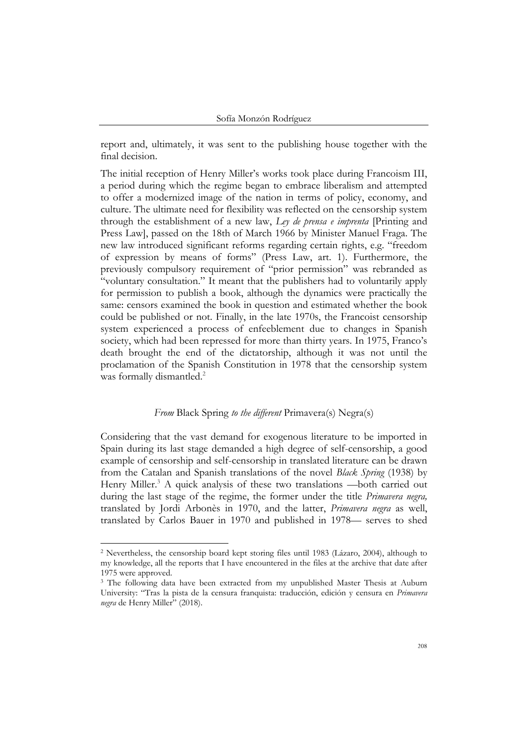report and, ultimately, it was sent to the publishing house together with the final decision.

The initial reception of Henry Miller's works took place during Francoism III, a period during which the regime began to embrace liberalism and attempted to offer a modernized image of the nation in terms of policy, economy, and culture. The ultimate need for flexibility was reflected on the censorship system through the establishment of a new law, *Ley de prensa e imprenta* [Printing and Press Law], passed on the 18th of March 1966 by Minister Manuel Fraga. The new law introduced significant reforms regarding certain rights, e.g. "freedom of expression by means of forms" (Press Law, art. 1). Furthermore, the previously compulsory requirement of "prior permission" was rebranded as "voluntary consultation." It meant that the publishers had to voluntarily apply for permission to publish a book, although the dynamics were practically the same: censors examined the book in question and estimated whether the book could be published or not. Finally, in the late 1970s, the Francoist censorship system experienced a process of enfeeblement due to changes in Spanish society, which had been repressed for more than thirty years. In 1975, Franco's death brought the end of the dictatorship, although it was not until the proclamation of the Spanish Constitution in 1978 that the censorship system was formally dismantled.[2]

## *From* Black Spring *to the different* Primavera(s) Negra(s)

Considering that the vast demand for exogenous literature to be imported in Spain during its last stage demanded a high degree of self-censorship, a good example of censorship and self-censorship in translated literature can be drawn from the Catalan and Spanish translations of the novel *Black Spring* (1938) by Henry Miller.[3] A quick analysis of these two translations —both carried out during the last stage of the regime, the former under the title *Primavera negra,* translated by Jordi Arbonès in 1970, and the latter, *Primavera negra* as well, translated by Carlos Bauer in 1970 and published in 1978— serves to shed

---

[2] Nevertheless, the censorship board kept storing files until 1983 (Lázaro, 2004), although to my knowledge, all the reports that I have encountered in the files at the archive that date after 1975 were approved.

[3] The following data have been extracted from my unpublished Master Thesis at Auburn University: "Tras la pista de la censura franquista: traducción, edición y censura en *Primavera negra* de Henry Miller" (2018).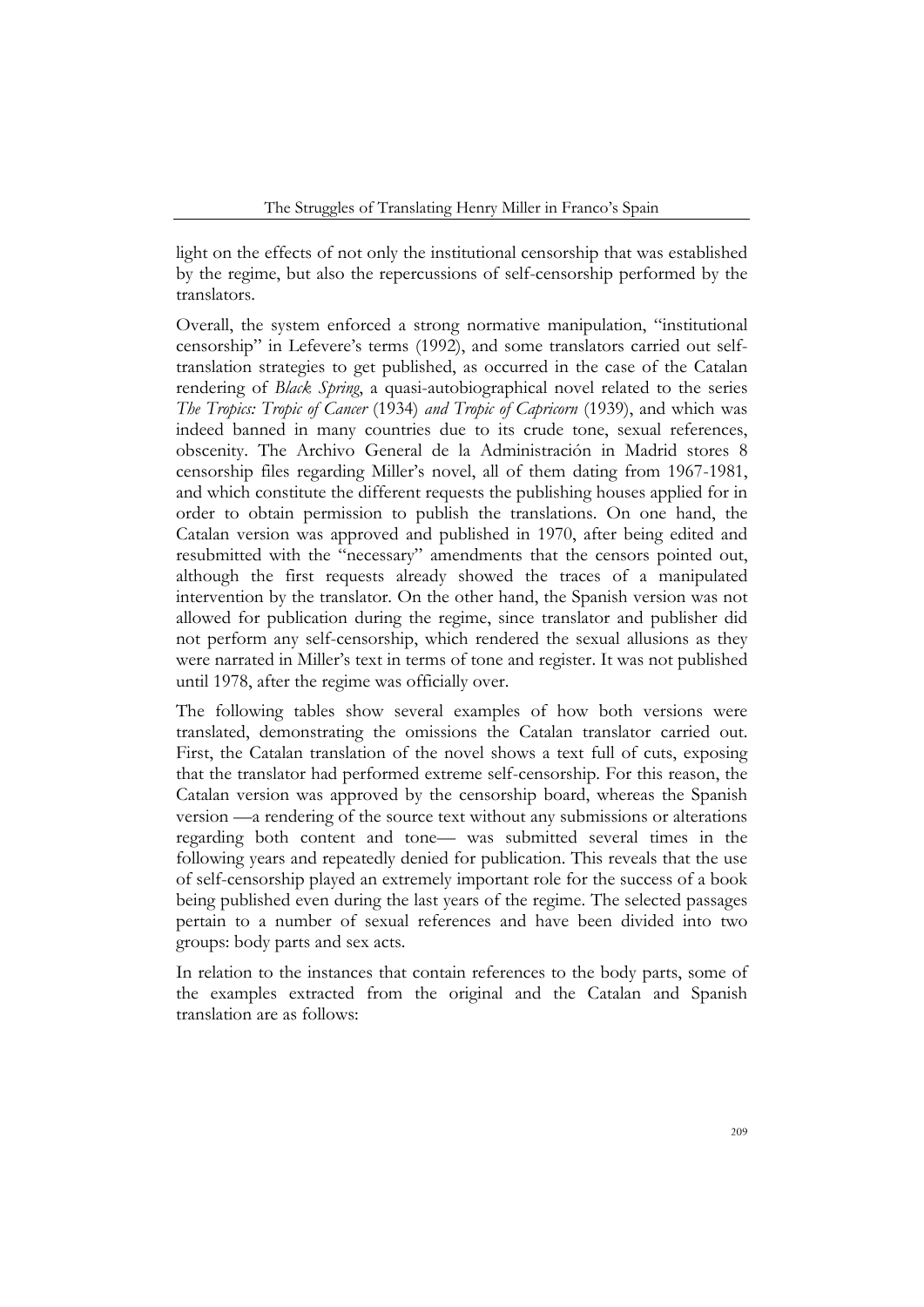light on the effects of not only the institutional censorship that was established by the regime, but also the repercussions of self-censorship performed by the translators.

Overall, the system enforced a strong normative manipulation, "institutional censorship" in Lefevere's terms (1992), and some translators carried out self-translation strategies to get published, as occurred in the case of the Catalan rendering of *Black Spring*, a quasi-autobiographical novel related to the series *The Tropics: Tropic of Cancer* (1934) *and Tropic of Capricorn* (1939), and which was indeed banned in many countries due to its crude tone, sexual references, obscenity. The Archivo General de la Administración in Madrid stores 8 censorship files regarding Miller's novel, all of them dating from 1967-1981, and which constitute the different requests the publishing houses applied for in order to obtain permission to publish the translations. On one hand, the Catalan version was approved and published in 1970, after being edited and resubmitted with the "necessary" amendments that the censors pointed out, although the first requests already showed the traces of a manipulated intervention by the translator. On the other hand, the Spanish version was not allowed for publication during the regime, since translator and publisher did not perform any self-censorship, which rendered the sexual allusions as they were narrated in Miller's text in terms of tone and register. It was not published until 1978, after the regime was officially over.

The following tables show several examples of how both versions were translated, demonstrating the omissions the Catalan translator carried out. First, the Catalan translation of the novel shows a text full of cuts, exposing that the translator had performed extreme self-censorship. For this reason, the Catalan version was approved by the censorship board, whereas the Spanish version —a rendering of the source text without any submissions or alterations regarding both content and tone— was submitted several times in the following years and repeatedly denied for publication. This reveals that the use of self-censorship played an extremely important role for the success of a book being published even during the last years of the regime. The selected passages pertain to a number of sexual references and have been divided into two groups: body parts and sex acts.

In relation to the instances that contain references to the body parts, some of the examples extracted from the original and the Catalan and Spanish translation are as follows: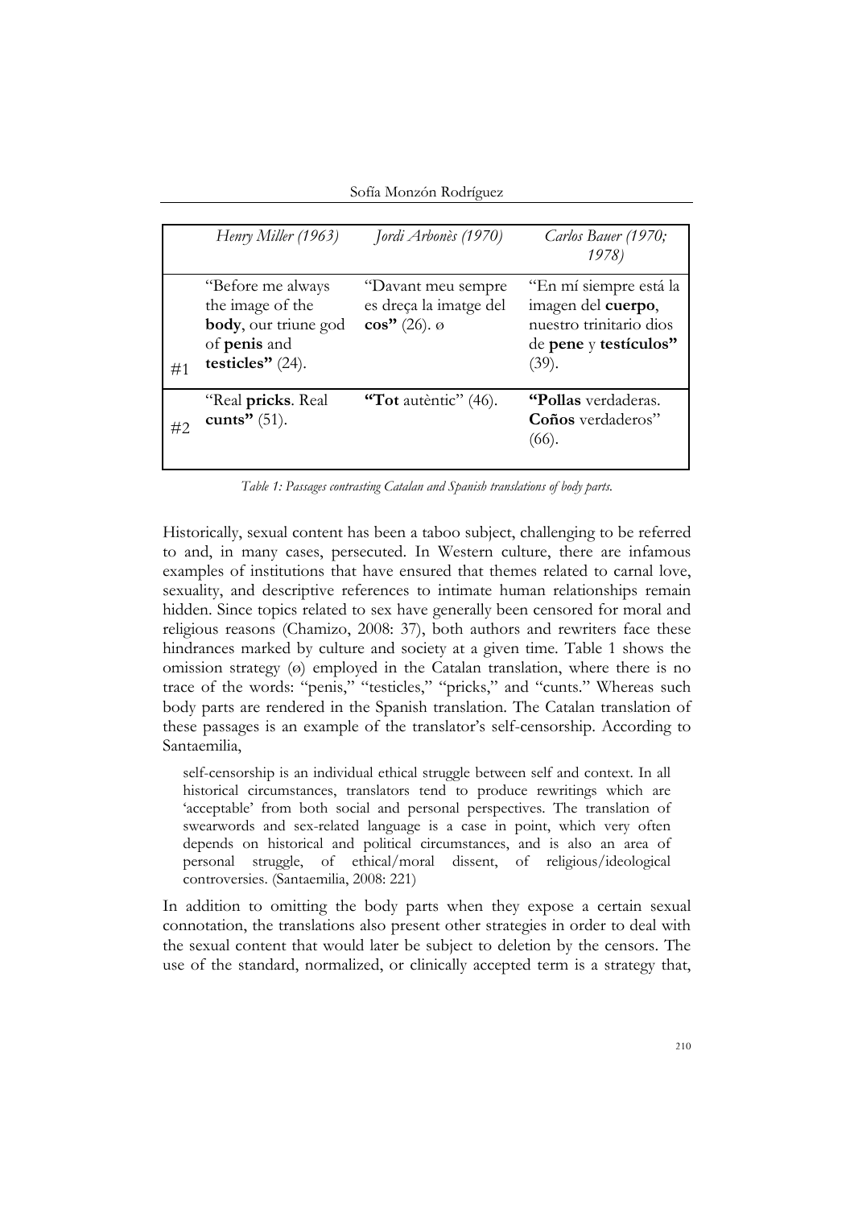| | *Henry Miller (1963)* | *Jordi Arbonès (1970)* | *Carlos Bauer (1970; 1978)* |
|---|---|---|---|
| #1 | "Before me always the image of the **body**, our triune god of **penis** and **testicles"** (24). | "Davant meu sempre es dreça la imatge del **cos"** (26). ø | "En mí siempre está la imagen del **cuerpo**, nuestro trinitario dios de **pene** y **testículos"** (39). |
| #2 | "Real **pricks**. Real **cunts"** (51). | **"Tot** autèntic" (46). | **"Pollas** verdaderas. **Coños** verdaderos" (66). |

*Table 1: Passages contrasting Catalan and Spanish translations of body parts.*

Historically, sexual content has been a taboo subject, challenging to be referred to and, in many cases, persecuted. In Western culture, there are infamous examples of institutions that have ensured that themes related to carnal love, sexuality, and descriptive references to intimate human relationships remain hidden. Since topics related to sex have generally been censored for moral and religious reasons (Chamizo, 2008: 37), both authors and rewriters face these hindrances marked by culture and society at a given time. Table 1 shows the omission strategy (ø) employed in the Catalan translation, where there is no trace of the words: "penis," "testicles," "pricks," and "cunts." Whereas such body parts are rendered in the Spanish translation. The Catalan translation of these passages is an example of the translator's self-censorship. According to Santaemilia,

> self-censorship is an individual ethical struggle between self and context. In all historical circumstances, translators tend to produce rewritings which are 'acceptable' from both social and personal perspectives. The translation of swearwords and sex-related language is a case in point, which very often depends on historical and political circumstances, and is also an area of personal struggle, of ethical/moral dissent, of religious/ideological controversies. (Santaemilia, 2008: 221)

In addition to omitting the body parts when they expose a certain sexual connotation, the translations also present other strategies in order to deal with the sexual content that would later be subject to deletion by the censors. The use of the standard, normalized, or clinically accepted term is a strategy that,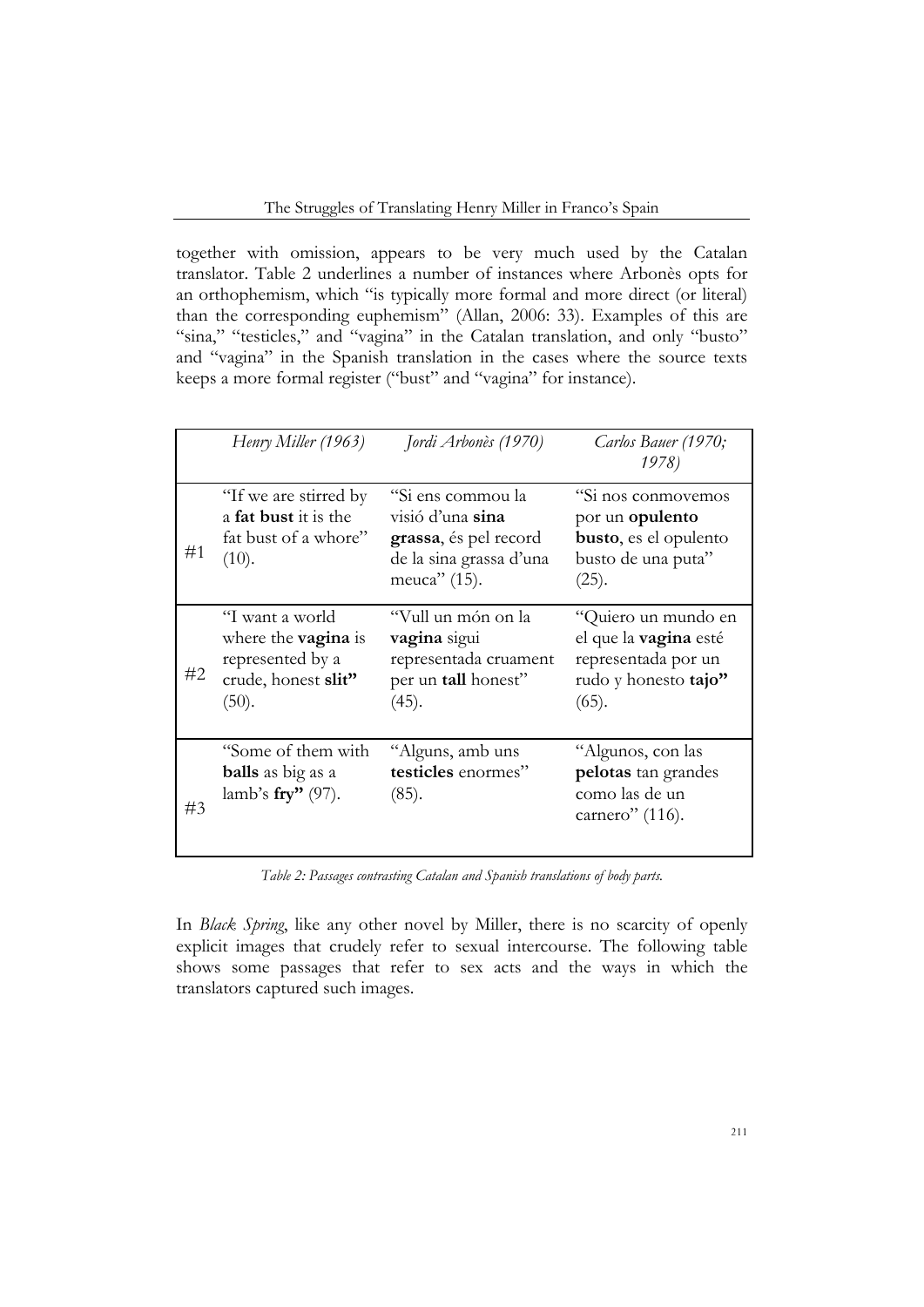together with omission, appears to be very much used by the Catalan translator. Table 2 underlines a number of instances where Arbonès opts for an orthophemism, which "is typically more formal and more direct (or literal) than the corresponding euphemism" (Allan, 2006: 33). Examples of this are "sina," "testicles," and "vagina" in the Catalan translation, and only "busto" and "vagina" in the Spanish translation in the cases where the source texts keeps a more formal register ("bust" and "vagina" for instance).

| | *Henry Miller (1963)* | *Jordi Arbonès (1970)* | *Carlos Bauer (1970; 1978)* |
|---|---|---|---|
| #1 | "If we are stirred by a **fat bust** it is the fat bust of a whore" (10). | "Si ens commou la visió d'una **sina grassa**, és pel record de la sina grassa d'una meuca" (15). | "Si nos conmovemos por un **opulento busto**, es el opulento busto de una puta" (25). |
| #2 | "I want a world where the **vagina** is represented by a crude, honest **slit"** (50). | "Vull un món on la **vagina** sigui representada cruament per un **tall** honest" (45). | "Quiero un mundo en el que la **vagina** esté representada por un rudo y honesto **tajo"** (65). |
| #3 | "Some of them with **balls** as big as a lamb's **fry"** (97). | "Alguns, amb uns **testicles** enormes" (85). | "Algunos, con las **pelotas** tan grandes como las de un carnero" (116). |

*Table 2: Passages contrasting Catalan and Spanish translations of body parts.*

In *Black Spring*, like any other novel by Miller, there is no scarcity of openly explicit images that crudely refer to sexual intercourse. The following table shows some passages that refer to sex acts and the ways in which the translators captured such images.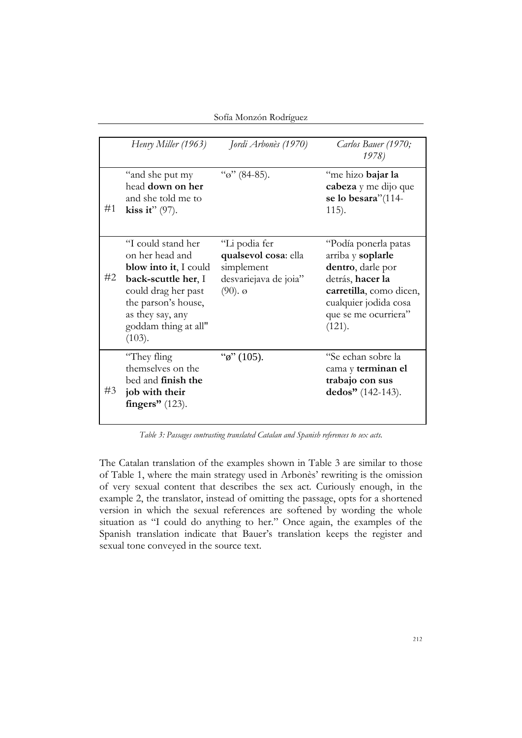| | *Henry Miller (1963)* | *Jordi Arbonès (1970)* | *Carlos Bauer (1970; 1978)* |
|---|---|---|---|
| #1 | "and she put my head **down on her** and she told me to **kiss it**" (97). | "ø" (84-85). | "me hizo **bajar la cabeza** y me dijo que **se lo besara**"(114-115). |
| #2 | "I could stand her on her head and **blow into it**, I could **back-scuttle her**, I could drag her past the parson's house, as they say, any goddam thing at all" (103). | "Li podia fer **qualsevol cosa**: ella simplement desvariejava de joia" (90). ø | "Podía ponerla patas arriba y **soplarle dentro**, darle por detrás, **hacer la carretilla**, como dicen, cualquier jodida cosa que se me ocurriera" (121). |
| #3 | "They fling themselves on the bed and **finish the job with their fingers"** (123). | "ø" (105). | "Se echan sobre la cama y **terminan el trabajo con sus dedos"** (142-143). |

*Table 3: Passages contrasting translated Catalan and Spanish references to sex acts.*

The Catalan translation of the examples shown in Table 3 are similar to those of Table 1, where the main strategy used in Arbonès' rewriting is the omission of very sexual content that describes the sex act. Curiously enough, in the example 2, the translator, instead of omitting the passage, opts for a shortened version in which the sexual references are softened by wording the whole situation as "I could do anything to her." Once again, the examples of the Spanish translation indicate that Bauer's translation keeps the register and sexual tone conveyed in the source text.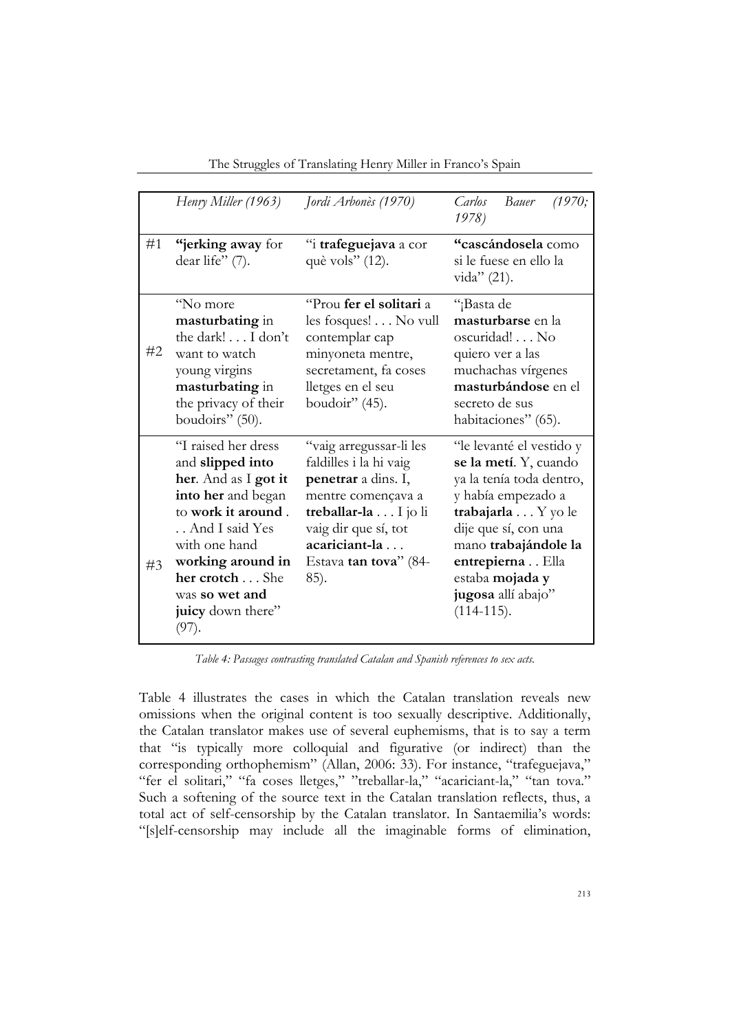| | *Henry Miller (1963)* | *Jordi Arbonès (1970)* | *Carlos Bauer (1970; 1978)* |
|---|---|---|---|
| #1 | "**jerking away** for dear life" (7). | "i **trafeguejava** a cor què vols" (12). | "**cascándosela** como si le fuese en ello la vida" (21). |
| #2 | "No more **masturbating** in the dark! . . . I don't want to watch young virgins **masturbating** in the privacy of their boudoirs" (50). | "Prou **fer el solitari** a les fosques! . . . No vull contemplar cap minyoneta mentre, secretament, fa coses lletges en el seu boudoir" (45). | "¡Basta de **masturbarse** en la oscuridad! . . . No quiero ver a las muchachas vírgenes **masturbándose** en el secreto de sus habitaciones" (65). |
| #3 | "I raised her dress and **slipped into her**. And as I **got it into her** and began to **work it around** . . . And I said Yes with one hand **working around in her crotch** . . . She was **so wet and juicy** down there" (97). | "vaig arregussar-li les faldilles i la hi vaig **penetrar** a dins. I, mentre començava a **treballar-la** . . . I jo li vaig dir que sí, tot **acariciant-la** . . . Estava **tan tova**" (84-85). | "le levanté el vestido y **se la metí**. Y, cuando ya la tenía toda dentro, y había empezado a **trabajarla** . . . Y yo le dije que sí, con una mano **trabajándole la entrepierna** . . Ella estaba **mojada y jugosa** allí abajo" (114-115). |

*Table 4: Passages contrasting translated Catalan and Spanish references to sex acts.*

Table 4 illustrates the cases in which the Catalan translation reveals new omissions when the original content is too sexually descriptive. Additionally, the Catalan translator makes use of several euphemisms, that is to say a term that "is typically more colloquial and figurative (or indirect) than the corresponding orthophemism" (Allan, 2006: 33). For instance, "trafeguejava," "fer el solitari," "fa coses lletges," "treballar-la," "acariciant-la," "tan tova." Such a softening of the source text in the Catalan translation reflects, thus, a total act of self-censorship by the Catalan translator. In Santaemilia's words: "[s]elf-censorship may include all the imaginable forms of elimination,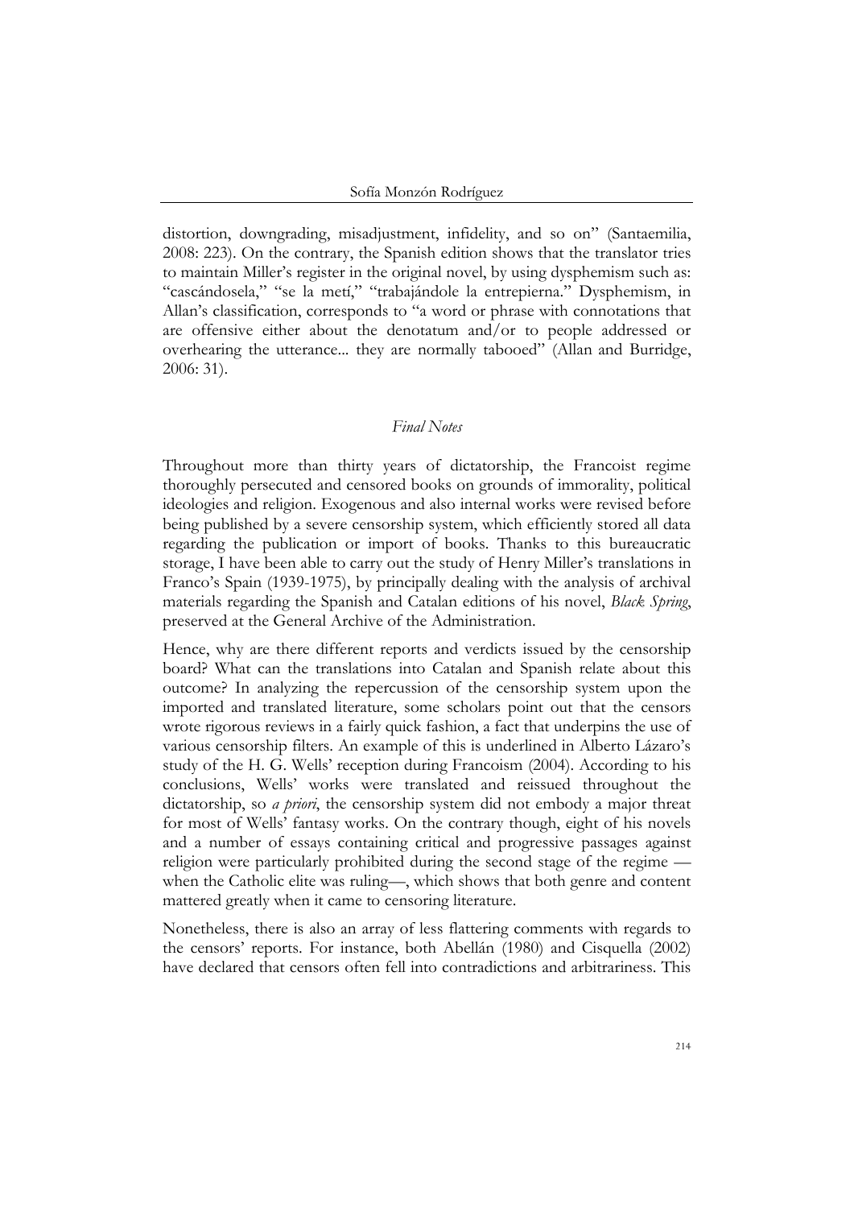distortion, downgrading, misadjustment, infidelity, and so on" (Santaemilia, 2008: 223). On the contrary, the Spanish edition shows that the translator tries to maintain Miller's register in the original novel, by using dysphemism such as: "cascándosela," "se la metí," "trabajándole la entrepierna." Dysphemism, in Allan's classification, corresponds to "a word or phrase with connotations that are offensive either about the denotatum and/or to people addressed or overhearing the utterance... they are normally tabooed" (Allan and Burridge, 2006: 31).

## *Final Notes*

Throughout more than thirty years of dictatorship, the Francoist regime thoroughly persecuted and censored books on grounds of immorality, political ideologies and religion. Exogenous and also internal works were revised before being published by a severe censorship system, which efficiently stored all data regarding the publication or import of books. Thanks to this bureaucratic storage, I have been able to carry out the study of Henry Miller's translations in Franco's Spain (1939-1975), by principally dealing with the analysis of archival materials regarding the Spanish and Catalan editions of his novel, *Black Spring*, preserved at the General Archive of the Administration.

Hence, why are there different reports and verdicts issued by the censorship board? What can the translations into Catalan and Spanish relate about this outcome? In analyzing the repercussion of the censorship system upon the imported and translated literature, some scholars point out that the censors wrote rigorous reviews in a fairly quick fashion, a fact that underpins the use of various censorship filters. An example of this is underlined in Alberto Lázaro's study of the H. G. Wells' reception during Francoism (2004). According to his conclusions, Wells' works were translated and reissued throughout the dictatorship, so *a priori*, the censorship system did not embody a major threat for most of Wells' fantasy works. On the contrary though, eight of his novels and a number of essays containing critical and progressive passages against religion were particularly prohibited during the second stage of the regime —when the Catholic elite was ruling—, which shows that both genre and content mattered greatly when it came to censoring literature.

Nonetheless, there is also an array of less flattering comments with regards to the censors' reports. For instance, both Abellán (1980) and Cisquella (2002) have declared that censors often fell into contradictions and arbitrariness. This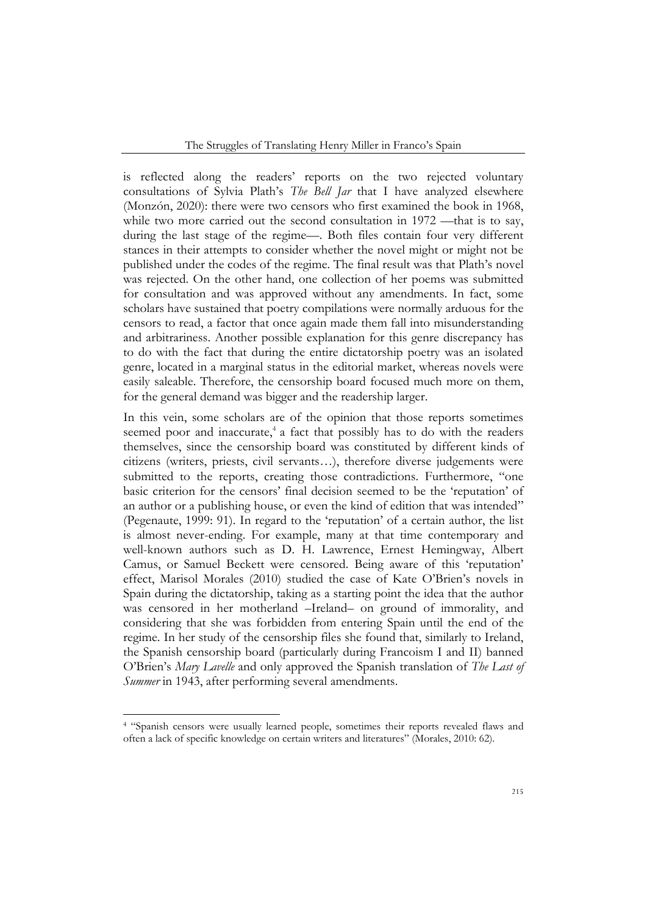is reflected along the readers' reports on the two rejected voluntary consultations of Sylvia Plath's *The Bell Jar* that I have analyzed elsewhere (Monzón, 2020): there were two censors who first examined the book in 1968, while two more carried out the second consultation in 1972 —that is to say, during the last stage of the regime—. Both files contain four very different stances in their attempts to consider whether the novel might or might not be published under the codes of the regime. The final result was that Plath's novel was rejected. On the other hand, one collection of her poems was submitted for consultation and was approved without any amendments. In fact, some scholars have sustained that poetry compilations were normally arduous for the censors to read, a factor that once again made them fall into misunderstanding and arbitrariness. Another possible explanation for this genre discrepancy has to do with the fact that during the entire dictatorship poetry was an isolated genre, located in a marginal status in the editorial market, whereas novels were easily saleable. Therefore, the censorship board focused much more on them, for the general demand was bigger and the readership larger.

In this vein, some scholars are of the opinion that those reports sometimes seemed poor and inaccurate,[4] a fact that possibly has to do with the readers themselves, since the censorship board was constituted by different kinds of citizens (writers, priests, civil servants…), therefore diverse judgements were submitted to the reports, creating those contradictions. Furthermore, "one basic criterion for the censors' final decision seemed to be the 'reputation' of an author or a publishing house, or even the kind of edition that was intended" (Pegenaute, 1999: 91). In regard to the 'reputation' of a certain author, the list is almost never-ending. For example, many at that time contemporary and well-known authors such as D. H. Lawrence, Ernest Hemingway, Albert Camus, or Samuel Beckett were censored. Being aware of this 'reputation' effect, Marisol Morales (2010) studied the case of Kate O'Brien's novels in Spain during the dictatorship, taking as a starting point the idea that the author was censored in her motherland –Ireland– on ground of immorality, and considering that she was forbidden from entering Spain until the end of the regime. In her study of the censorship files she found that, similarly to Ireland, the Spanish censorship board (particularly during Francoism I and II) banned O'Brien's *Mary Lavelle* and only approved the Spanish translation of *The Last of Summer* in 1943, after performing several amendments.

---

[4] "Spanish censors were usually learned people, sometimes their reports revealed flaws and often a lack of specific knowledge on certain writers and literatures" (Morales, 2010: 62).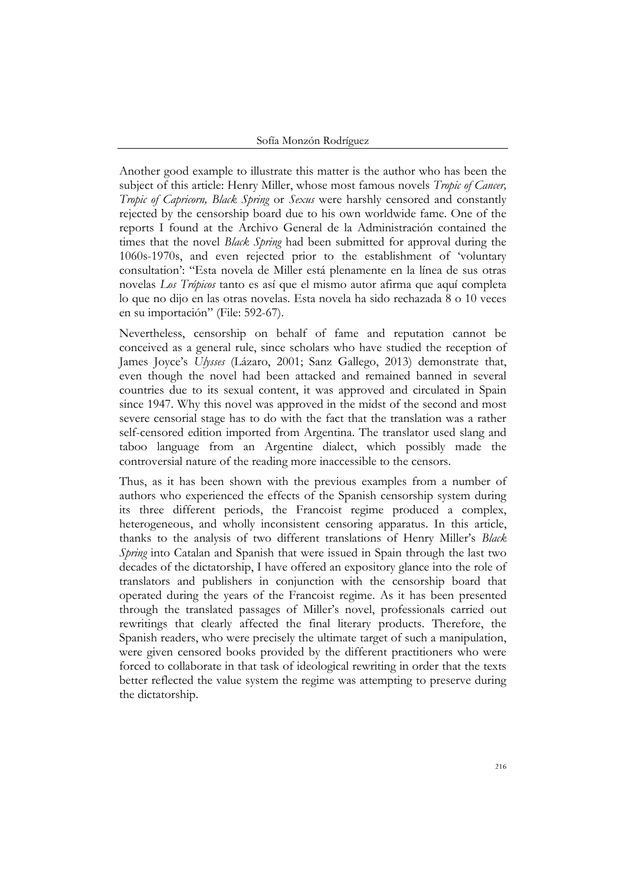Another good example to illustrate this matter is the author who has been the subject of this article: Henry Miller, whose most famous novels *Tropic of Cancer, Tropic of Capricorn, Black Spring* or *Sexus* were harshly censored and constantly rejected by the censorship board due to his own worldwide fame. One of the reports I found at the Archivo General de la Administración contained the times that the novel *Black Spring* had been submitted for approval during the 1060s-1970s, and even rejected prior to the establishment of 'voluntary consultation': "Esta novela de Miller está plenamente en la línea de sus otras novelas *Los Trópicos* tanto es así que el mismo autor afirma que aquí completa lo que no dijo en las otras novelas. Esta novela ha sido rechazada 8 o 10 veces en su importación" (File: 592-67).

Nevertheless, censorship on behalf of fame and reputation cannot be conceived as a general rule, since scholars who have studied the reception of James Joyce's *Ulysses* (Lázaro, 2001; Sanz Gallego, 2013) demonstrate that, even though the novel had been attacked and remained banned in several countries due to its sexual content, it was approved and circulated in Spain since 1947. Why this novel was approved in the midst of the second and most severe censorial stage has to do with the fact that the translation was a rather self-censored edition imported from Argentina. The translator used slang and taboo language from an Argentine dialect, which possibly made the controversial nature of the reading more inaccessible to the censors.

Thus, as it has been shown with the previous examples from a number of authors who experienced the effects of the Spanish censorship system during its three different periods, the Francoist regime produced a complex, heterogeneous, and wholly inconsistent censoring apparatus. In this article, thanks to the analysis of two different translations of Henry Miller's *Black Spring* into Catalan and Spanish that were issued in Spain through the last two decades of the dictatorship, I have offered an expository glance into the role of translators and publishers in conjunction with the censorship board that operated during the years of the Francoist regime. As it has been presented through the translated passages of Miller's novel, professionals carried out rewritings that clearly affected the final literary products. Therefore, the Spanish readers, who were precisely the ultimate target of such a manipulation, were given censored books provided by the different practitioners who were forced to collaborate in that task of ideological rewriting in order that the texts better reflected the value system the regime was attempting to preserve during the dictatorship.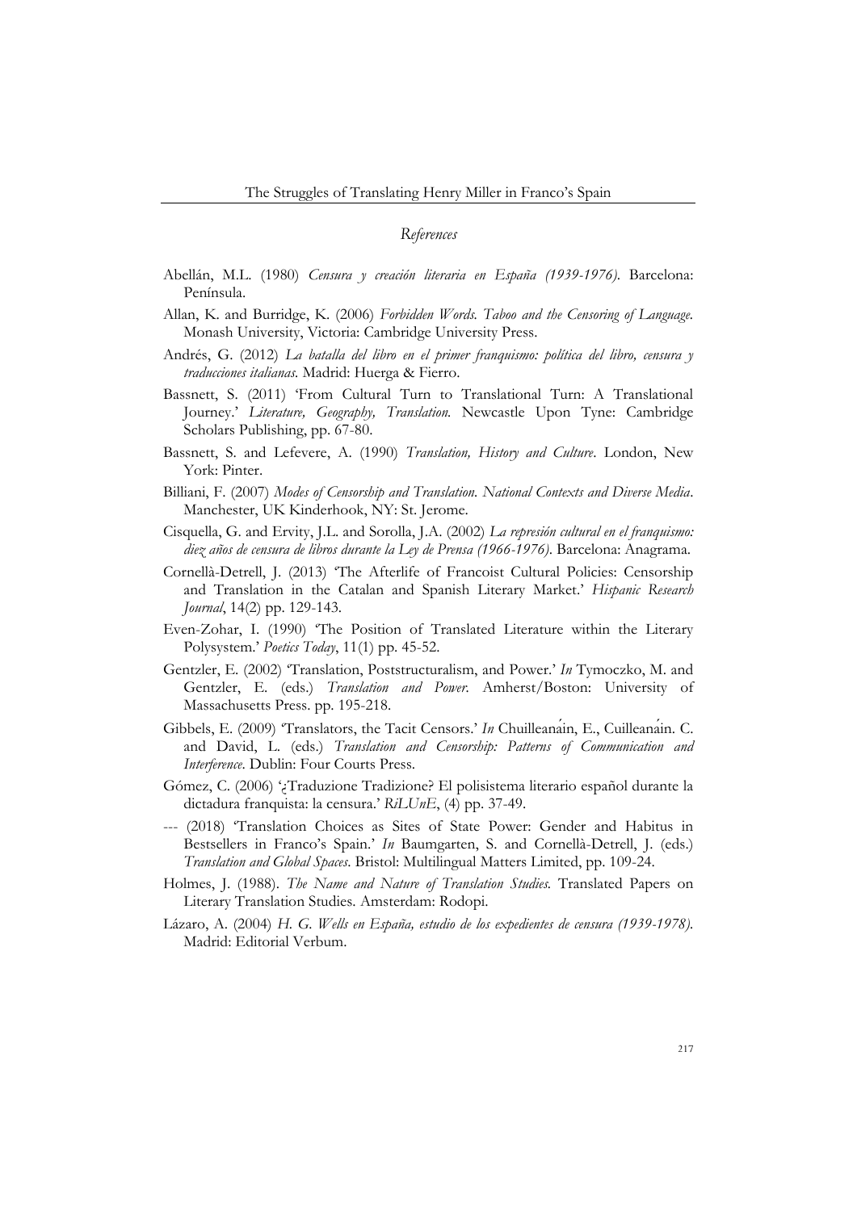*References*

Abellán, M.L. (1980) *Censura y creación literaria en España (1939-1976)*. Barcelona: Península.

Allan, K. and Burridge, K. (2006) *Forbidden Words. Taboo and the Censoring of Language.* Monash University, Victoria: Cambridge University Press.

Andrés, G. (2012) *La batalla del libro en el primer franquismo: política del libro, censura y traducciones italianas*. Madrid: Huerga & Fierro.

Bassnett, S. (2011) 'From Cultural Turn to Translational Turn: A Translational Journey.' *Literature, Geography, Translation.* Newcastle Upon Tyne: Cambridge Scholars Publishing, pp. 67-80.

Bassnett, S. and Lefevere, A. (1990) *Translation, History and Culture*. London, New York: Pinter.

Billiani, F. (2007) *Modes of Censorship and Translation. National Contexts and Diverse Media*. Manchester, UK Kinderhook, NY: St. Jerome.

Cisquella, G. and Ervity, J.L. and Sorolla, J.A. (2002) *La represión cultural en el franquismo: diez años de censura de libros durante la Ley de Prensa (1966-1976)*. Barcelona: Anagrama.

Cornellà-Detrell, J. (2013) 'The Afterlife of Francoist Cultural Policies: Censorship and Translation in the Catalan and Spanish Literary Market.' *Hispanic Research Journal*, 14(2) pp. 129-143.

Even-Zohar, I. (1990) 'The Position of Translated Literature within the Literary Polysystem.' *Poetics Today*, 11(1) pp. 45-52.

Gentzler, E. (2002) 'Translation, Poststructuralism, and Power.' *In* Tymoczko, M. and Gentzler, E. (eds.) *Translation and Power.* Amherst/Boston: University of Massachusetts Press. pp. 195-218.

Gibbels, E. (2009) 'Translators, the Tacit Censors.' *In* Chuilleanáin, E., Cuilleanáin. C. and David, L. (eds.) *Translation and Censorship: Patterns of Communication and Interference*. Dublin: Four Courts Press.

Gómez, C. (2006) '¿Traduzione Tradizione? El polisistema literario español durante la dictadura franquista: la censura.' *RiLUnE*, (4) pp. 37-49.

--- (2018) 'Translation Choices as Sites of State Power: Gender and Habitus in Bestsellers in Franco's Spain.' *In* Baumgarten, S. and Cornellà-Detrell, J. (eds.) *Translation and Global Spaces*. Bristol: Multilingual Matters Limited, pp. 109-24.

Holmes, J. (1988). *The Name and Nature of Translation Studies.* Translated Papers on Literary Translation Studies. Amsterdam: Rodopi.

Lázaro, A. (2004) *H. G. Wells en España, estudio de los expedientes de censura (1939-1978)*. Madrid: Editorial Verbum.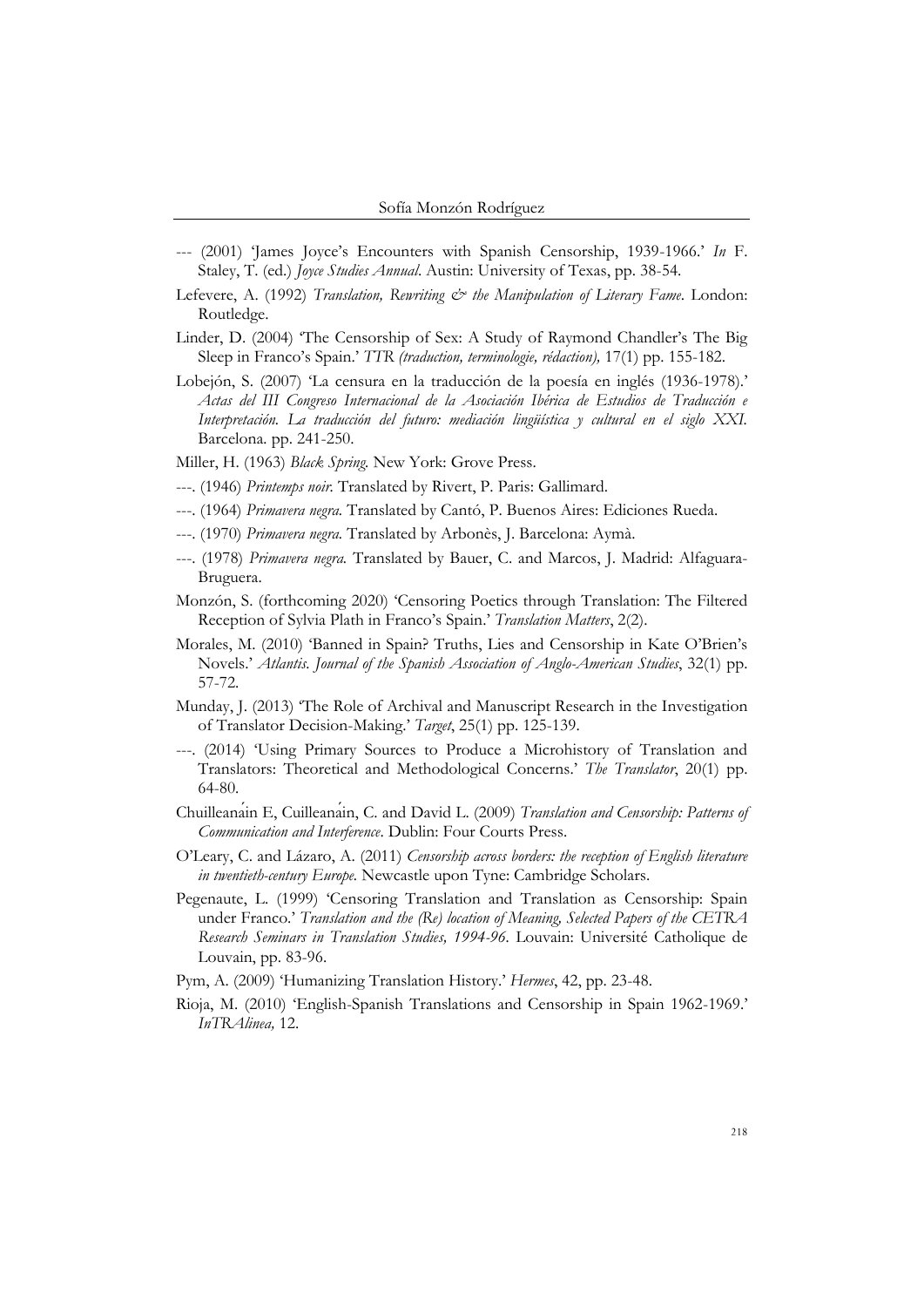--- (2001) 'James Joyce's Encounters with Spanish Censorship, 1939-1966.' *In* F. Staley, T. (ed.) *Joyce Studies Annual*. Austin: University of Texas, pp. 38-54.

Lefevere, A. (1992) *Translation, Rewriting & the Manipulation of Literary Fame*. London: Routledge.

Linder, D. (2004) 'The Censorship of Sex: A Study of Raymond Chandler's The Big Sleep in Franco's Spain.' *TTR (traduction, terminologie, rédaction),* 17(1) pp. 155-182.

Lobejón, S. (2007) 'La censura en la traducción de la poesía en inglés (1936-1978).' *Actas del III Congreso Internacional de la Asociación Ibérica de Estudios de Traducción e Interpretación. La traducción del futuro: mediación lingüística y cultural en el siglo XXI.* Barcelona. pp. 241-250.

Miller, H. (1963) *Black Spring.* New York: Grove Press.

---. (1946) *Printemps noir.* Translated by Rivert, P. Paris: Gallimard.

---. (1964) *Primavera negra.* Translated by Cantó, P. Buenos Aires: Ediciones Rueda.

---. (1970) *Primavera negra.* Translated by Arbonès, J. Barcelona: Aymà.

---. (1978) *Primavera negra.* Translated by Bauer, C. and Marcos, J. Madrid: Alfaguara-Bruguera.

Monzón, S. (forthcoming 2020) 'Censoring Poetics through Translation: The Filtered Reception of Sylvia Plath in Franco's Spain.' *Translation Matters*, 2(2).

Morales, M. (2010) 'Banned in Spain? Truths, Lies and Censorship in Kate O'Brien's Novels.' *Atlantis. Journal of the Spanish Association of Anglo-American Studies*, 32(1) pp. 57-72.

Munday, J. (2013) 'The Role of Archival and Manuscript Research in the Investigation of Translator Decision-Making.' *Target*, 25(1) pp. 125-139.

---. (2014) 'Using Primary Sources to Produce a Microhistory of Translation and Translators: Theoretical and Methodological Concerns.' *The Translator*, 20(1) pp. 64-80.

Chuilleanáin E, Cuilleanáin, C. and David L. (2009) *Translation and Censorship: Patterns of Communication and Interference*. Dublin: Four Courts Press.

O'Leary, C. and Lázaro, A. (2011) *Censorship across borders: the reception of English literature in twentieth-century Europe.* Newcastle upon Tyne: Cambridge Scholars.

Pegenaute, L. (1999) 'Censoring Translation and Translation as Censorship: Spain under Franco.' *Translation and the (Re) location of Meaning, Selected Papers of the CETRA Research Seminars in Translation Studies, 1994-96*. Louvain: Université Catholique de Louvain, pp. 83-96.

Pym, A. (2009) 'Humanizing Translation History.' *Hermes*, 42, pp. 23-48.

Rioja, M. (2010) 'English-Spanish Translations and Censorship in Spain 1962-1969.' *InTRAlinea,* 12.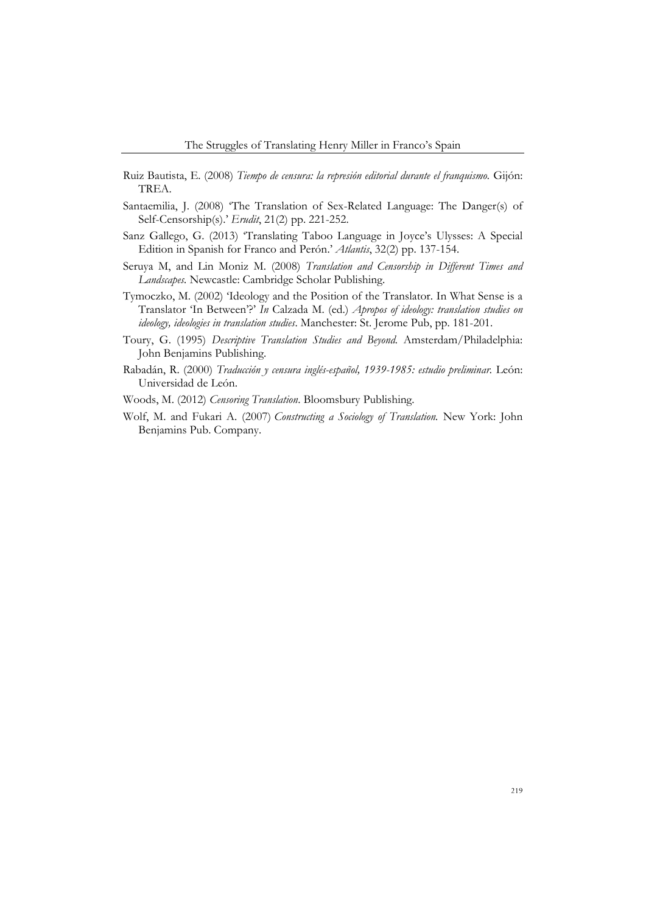Ruiz Bautista, E. (2008) *Tiempo de censura: la represión editorial durante el franquismo*. Gijón: TREA.

Santaemilia, J. (2008) 'The Translation of Sex-Related Language: The Danger(s) of Self-Censorship(s).' *Erudit*, 21(2) pp. 221-252.

Sanz Gallego, G. (2013) 'Translating Taboo Language in Joyce's Ulysses: A Special Edition in Spanish for Franco and Perón.' *Atlantis*, 32(2) pp. 137-154.

Seruya M, and Lin Moniz M. (2008) *Translation and Censorship in Different Times and Landscapes.* Newcastle: Cambridge Scholar Publishing.

Tymoczko, M. (2002) 'Ideology and the Position of the Translator. In What Sense is a Translator 'In Between'?' *In* Calzada M. (ed.) *Apropos of ideology: translation studies on ideology, ideologies in translation studies*. Manchester: St. Jerome Pub, pp. 181-201.

Toury, G. (1995) *Descriptive Translation Studies and Beyond.* Amsterdam/Philadelphia: John Benjamins Publishing.

Rabadán, R. (2000) *Traducción y censura inglés-español, 1939-1985: estudio preliminar*. León: Universidad de León.

Woods, M. (2012) *Censoring Translation*. Bloomsbury Publishing.

Wolf, M. and Fukari A. (2007) *Constructing a Sociology of Translation.* New York: John Benjamins Pub. Company.